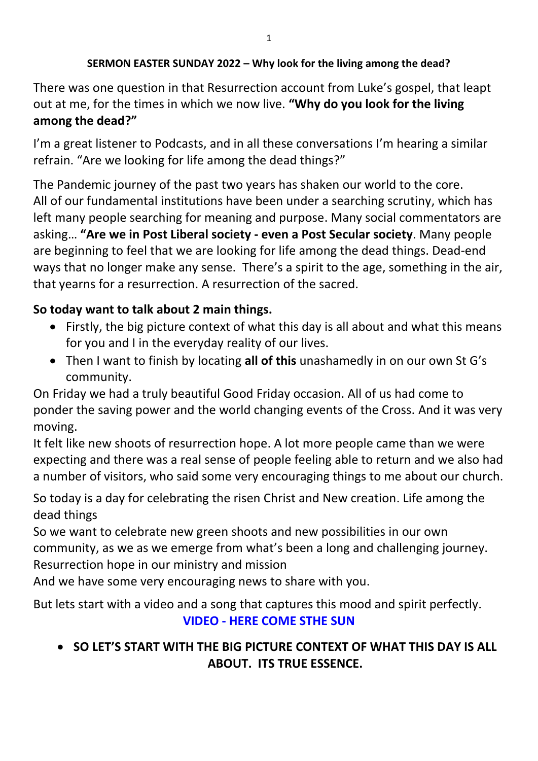**SERMON EASTER SUNDAY 2022 – Why look for the living among the dead?**

There was one question in that Resurrection account from Luke's gospel, that leapt out at me, for the times in which we now live. **"Why do you look for the living among the dead?"**

I'm a great listener to Podcasts, and in all these conversations I'm hearing a similar refrain. "Are we looking for life among the dead things?"

The Pandemic journey of the past two years has shaken our world to the core. All of our fundamental institutions have been under a searching scrutiny, which has left many people searching for meaning and purpose. Many social commentators are asking… **"Are we in Post Liberal society - even a Post Secular society**. Many people are beginning to feel that we are looking for life among the dead things. Dead-end ways that no longer make any sense. There's a spirit to the age, something in the air, that yearns for a resurrection. A resurrection of the sacred.

**So today want to talk about 2 main things.**

- Firstly, the big picture context of what this day is all about and what this means for you and I in the everyday reality of our lives.
- Then I want to finish by locating **all of this** unashamedly in on our own St G's community.

On Friday we had a truly beautiful Good Friday occasion. All of us had come to ponder the saving power and the world changing events of the Cross. And it was very moving.
It felt like new shoots of resurrection hope. A lot more people came than we were expecting and there was a real sense of people feeling able to return and we also had a number of visitors, who said some very encouraging things to me about our church.

So today is a day for celebrating the risen Christ and New creation. Life among the dead things
So we want to celebrate new green shoots and new possibilities in our own community, as we as we emerge from what's been a long and challenging journey.
Resurrection hope in our ministry and mission
And we have some very encouraging news to share with you.

But lets start with a video and a song that captures this mood and spirit perfectly.

**VIDEO - HERE COME STHE SUN**

- **SO LET'S START WITH THE BIG PICTURE CONTEXT OF WHAT THIS DAY IS ALL ABOUT. ITS TRUE ESSENCE.**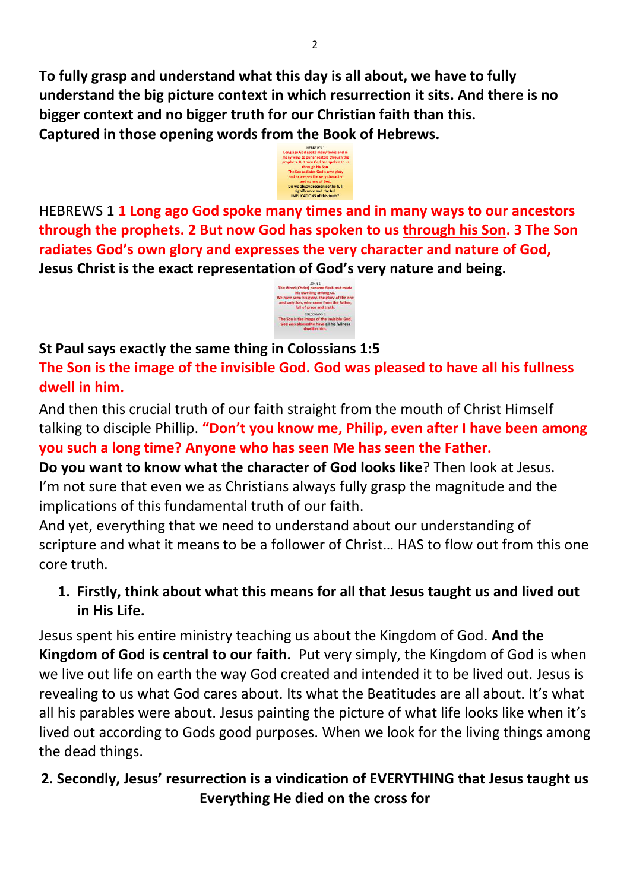**To fully grasp and understand what this day is all about, we have to fully understand the big picture context in which resurrection it sits. And there is no bigger context and no bigger truth for our Christian faith than this. Captured in those opening words from the Book of Hebrews.**

HEBREWS 1 **1 Long ago God spoke many times and in many ways to our ancestors through the prophets. 2 But now God has spoken to us <u>through his Son</u>. 3 The Son radiates God's own glory and expresses the very character and nature of God, Jesus Christ is the exact representation of God's very nature and being.**

**St Paul says exactly the same thing in Colossians 1:5**
**The Son is the image of the invisible God. God was pleased to have all his fullness dwell in him.**

And then this crucial truth of our faith straight from the mouth of Christ Himself talking to disciple Phillip. **"Don't you know me, Philip, even after I have been among you such a long time? Anyone who has seen Me has seen the Father.**
**Do you want to know what the character of God looks like**? Then look at Jesus. I'm not sure that even we as Christians always fully grasp the magnitude and the implications of this fundamental truth of our faith.
And yet, everything that we need to understand about our understanding of scripture and what it means to be a follower of Christ… HAS to flow out from this one core truth.

1. **Firstly, think about what this means for all that Jesus taught us and lived out in His Life.**

Jesus spent his entire ministry teaching us about the Kingdom of God. **And the Kingdom of God is central to our faith.** Put very simply, the Kingdom of God is when we live out life on earth the way God created and intended it to be lived out. Jesus is revealing to us what God cares about. Its what the Beatitudes are all about. It's what all his parables were about. Jesus painting the picture of what life looks like when it's lived out according to Gods good purposes. When we look for the living things among the dead things.

**2. Secondly, Jesus' resurrection is a vindication of EVERYTHING that Jesus taught us Everything He died on the cross for**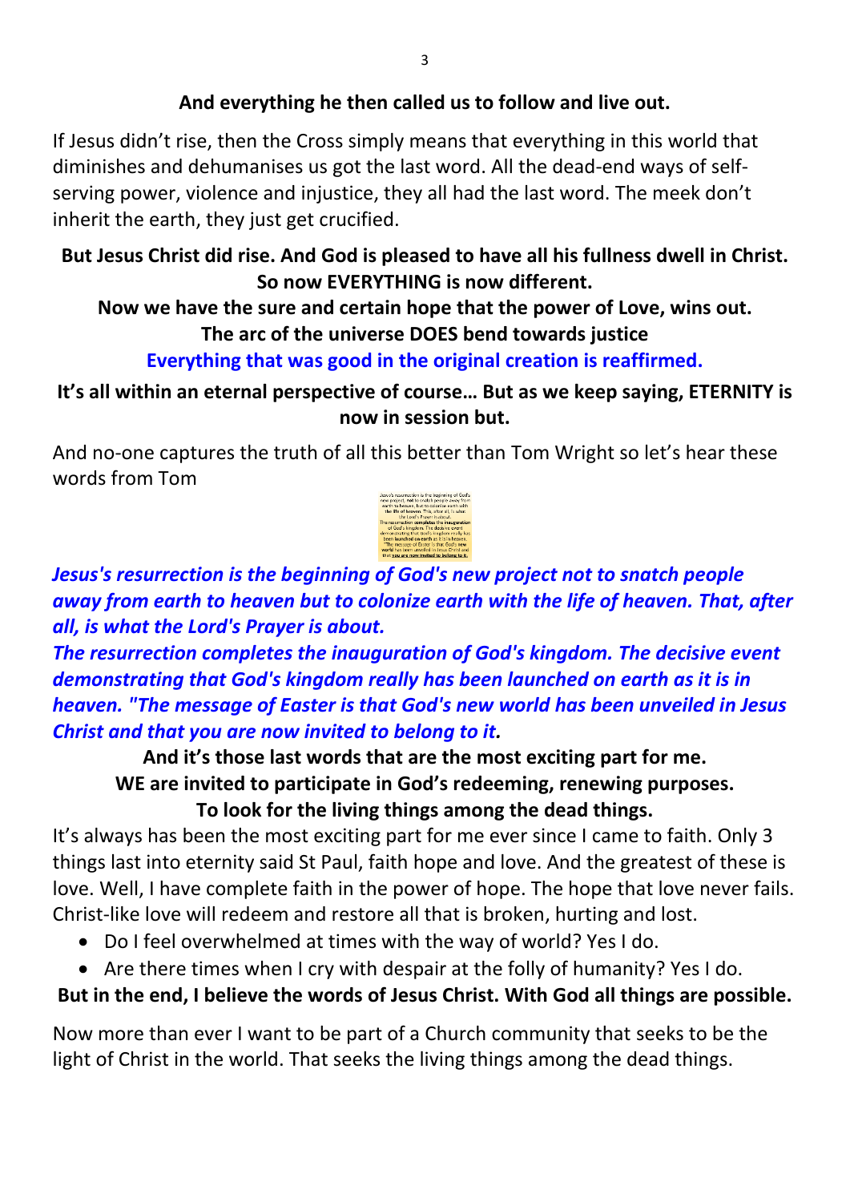**And everything he then called us to follow and live out.**

If Jesus didn't rise, then the Cross simply means that everything in this world that diminishes and dehumanises us got the last word. All the dead-end ways of self-serving power, violence and injustice, they all had the last word. The meek don't inherit the earth, they just get crucified.

**But Jesus Christ did rise. And God is pleased to have all his fullness dwell in Christ. So now EVERYTHING is now different.**

**Now we have the sure and certain hope that the power of Love, wins out.**

**The arc of the universe DOES bend towards justice**

**Everything that was good in the original creation is reaffirmed.**

**It's all within an eternal perspective of course… But as we keep saying, ETERNITY is now in session but.**

And no-one captures the truth of all this better than Tom Wright so let's hear these words from Tom

***Jesus's resurrection is the beginning of God's new project not to snatch people away from earth to heaven but to colonize earth with the life of heaven. That, after all, is what the Lord's Prayer is about.***

***The resurrection completes the inauguration of God's kingdom. The decisive event demonstrating that God's kingdom really has been launched on earth as it is in heaven. "The message of Easter is that God's new world has been unveiled in Jesus Christ and that you are now invited to belong to it.***

**And it's those last words that are the most exciting part for me.**

**WE are invited to participate in God's redeeming, renewing purposes.**

**To look for the living things among the dead things.**

It's always has been the most exciting part for me ever since I came to faith. Only 3 things last into eternity said St Paul, faith hope and love. And the greatest of these is love. Well, I have complete faith in the power of hope. The hope that love never fails. Christ-like love will redeem and restore all that is broken, hurting and lost.

- Do I feel overwhelmed at times with the way of world? Yes I do.
- Are there times when I cry with despair at the folly of humanity? Yes I do.

**But in the end, I believe the words of Jesus Christ. With God all things are possible.**

Now more than ever I want to be part of a Church community that seeks to be the light of Christ in the world. That seeks the living things among the dead things.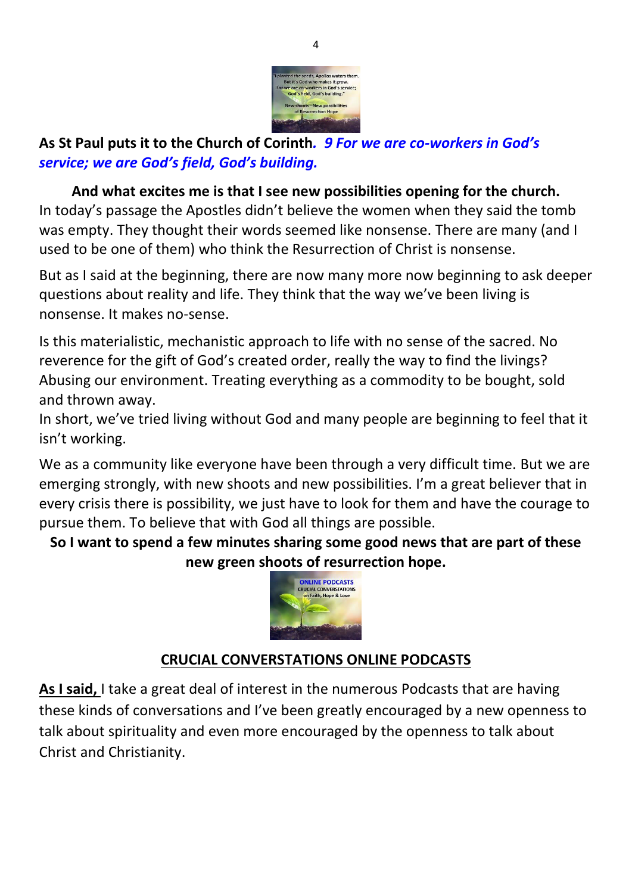**As St Paul puts it to the Church of Corinth*. 9 For we are co-workers in God's service; we are God's field, God's building.***

**And what excites me is that I see new possibilities opening for the church.** In today's passage the Apostles didn't believe the women when they said the tomb was empty. They thought their words seemed like nonsense. There are many (and I used to be one of them) who think the Resurrection of Christ is nonsense.

But as I said at the beginning, there are now many more now beginning to ask deeper questions about reality and life. They think that the way we've been living is nonsense. It makes no-sense.

Is this materialistic, mechanistic approach to life with no sense of the sacred. No reverence for the gift of God's created order, really the way to find the livings? Abusing our environment. Treating everything as a commodity to be bought, sold and thrown away.
In short, we've tried living without God and many people are beginning to feel that it isn't working.

We as a community like everyone have been through a very difficult time. But we are emerging strongly, with new shoots and new possibilities. I'm a great believer that in every crisis there is possibility, we just have to look for them and have the courage to pursue them. To believe that with God all things are possible.

**So I want to spend a few minutes sharing some good news that are part of these new green shoots of resurrection hope.**

**CRUCIAL CONVERSTATIONS ONLINE PODCASTS**

**As I said,** I take a great deal of interest in the numerous Podcasts that are having these kinds of conversations and I've been greatly encouraged by a new openness to talk about spirituality and even more encouraged by the openness to talk about Christ and Christianity.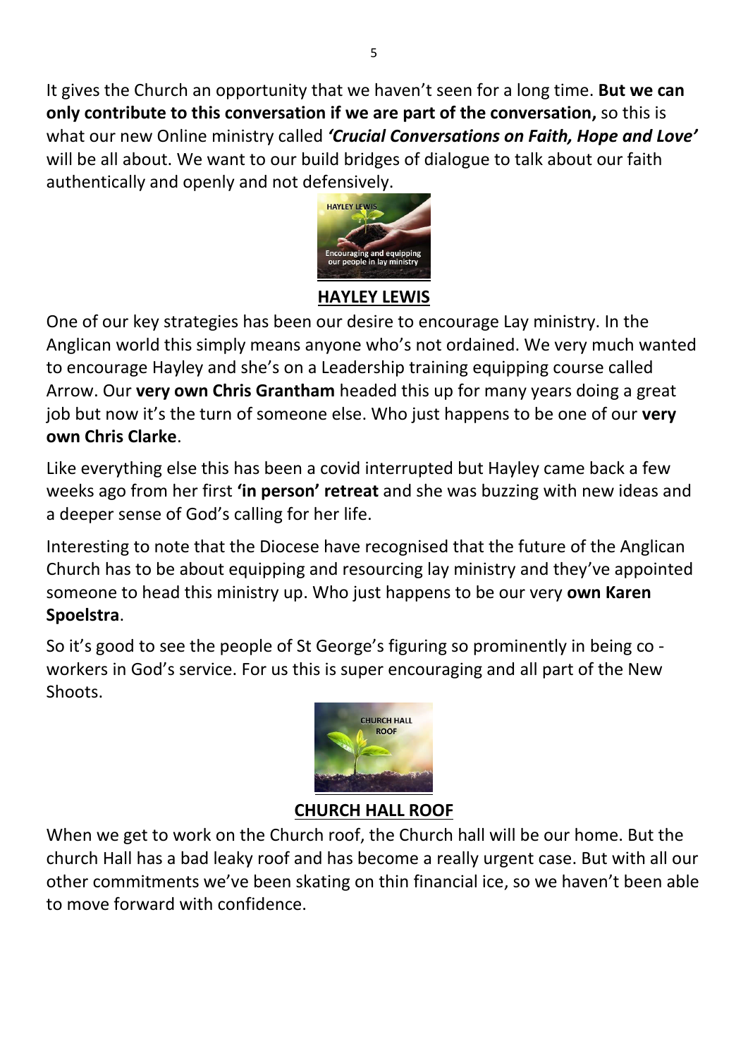It gives the Church an opportunity that we haven't seen for a long time. **But we can only contribute to this conversation if we are part of the conversation,** so this is what our new Online ministry called ***'Crucial Conversations on Faith, Hope and Love'*** will be all about. We want to our build bridges of dialogue to talk about our faith authentically and openly and not defensively.

## HAYLEY LEWIS

One of our key strategies has been our desire to encourage Lay ministry. In the Anglican world this simply means anyone who's not ordained. We very much wanted to encourage Hayley and she's on a Leadership training equipping course called Arrow. Our **very own Chris Grantham** headed this up for many years doing a great job but now it's the turn of someone else. Who just happens to be one of our **very own Chris Clarke**.

Like everything else this has been a covid interrupted but Hayley came back a few weeks ago from her first **'in person' retreat** and she was buzzing with new ideas and a deeper sense of God's calling for her life.

Interesting to note that the Diocese have recognised that the future of the Anglican Church has to be about equipping and resourcing lay ministry and they've appointed someone to head this ministry up. Who just happens to be our very **own Karen Spoelstra**.

So it's good to see the people of St George's figuring so prominently in being co - workers in God's service. For us this is super encouraging and all part of the New Shoots.

## CHURCH HALL ROOF

When we get to work on the Church roof, the Church hall will be our home. But the church Hall has a bad leaky roof and has become a really urgent case. But with all our other commitments we've been skating on thin financial ice, so we haven't been able to move forward with confidence.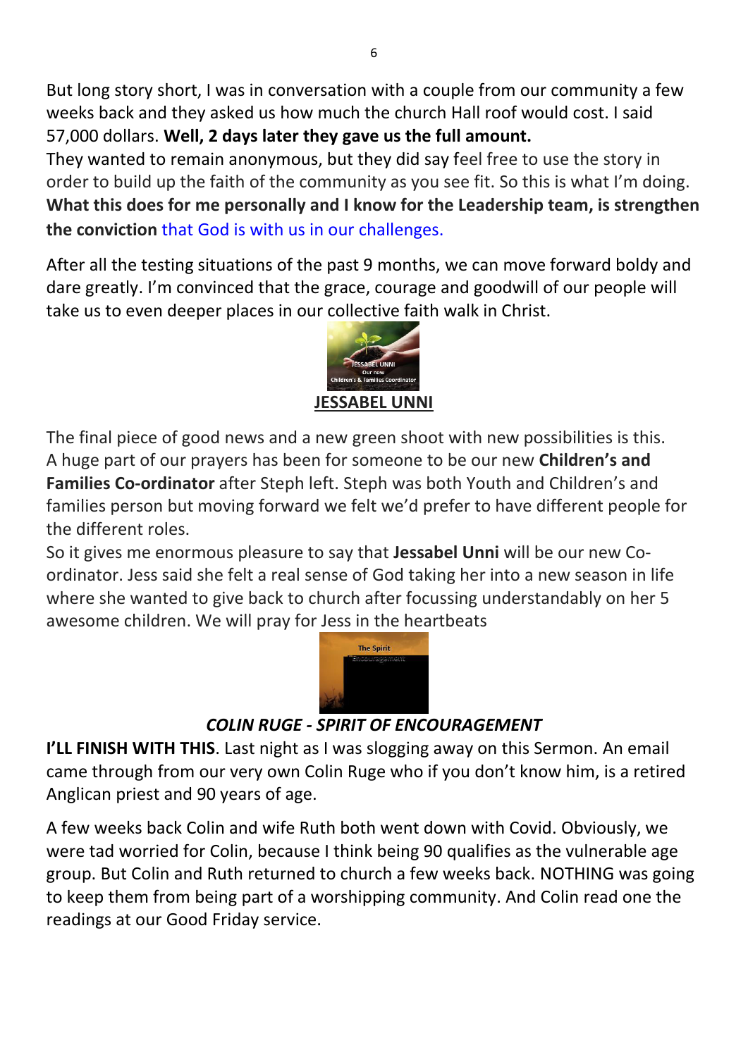But long story short, I was in conversation with a couple from our community a few weeks back and they asked us how much the church Hall roof would cost. I said 57,000 dollars. **Well, 2 days later they gave us the full amount.**

They wanted to remain anonymous, but they did say feel free to use the story in order to build up the faith of the community as you see fit. So this is what I'm doing. **What this does for me personally and I know for the Leadership team, is strengthen the conviction** that God is with us in our challenges.

After all the testing situations of the past 9 months, we can move forward boldy and dare greatly. I'm convinced that the grace, courage and goodwill of our people will take us to even deeper places in our collective faith walk in Christ.

**JESSABEL UNNI**

The final piece of good news and a new green shoot with new possibilities is this. A huge part of our prayers has been for someone to be our new **Children's and Families Co-ordinator** after Steph left. Steph was both Youth and Children's and families person but moving forward we felt we'd prefer to have different people for the different roles.

So it gives me enormous pleasure to say that **Jessabel Unni** will be our new Co-ordinator. Jess said she felt a real sense of God taking her into a new season in life where she wanted to give back to church after focussing understandably on her 5 awesome children. We will pray for Jess in the heartbeats

***COLIN RUGE - SPIRIT OF ENCOURAGEMENT***

**I'LL FINISH WITH THIS**. Last night as I was slogging away on this Sermon. An email came through from our very own Colin Ruge who if you don't know him, is a retired Anglican priest and 90 years of age.

A few weeks back Colin and wife Ruth both went down with Covid. Obviously, we were tad worried for Colin, because I think being 90 qualifies as the vulnerable age group. But Colin and Ruth returned to church a few weeks back. NOTHING was going to keep them from being part of a worshipping community. And Colin read one the readings at our Good Friday service.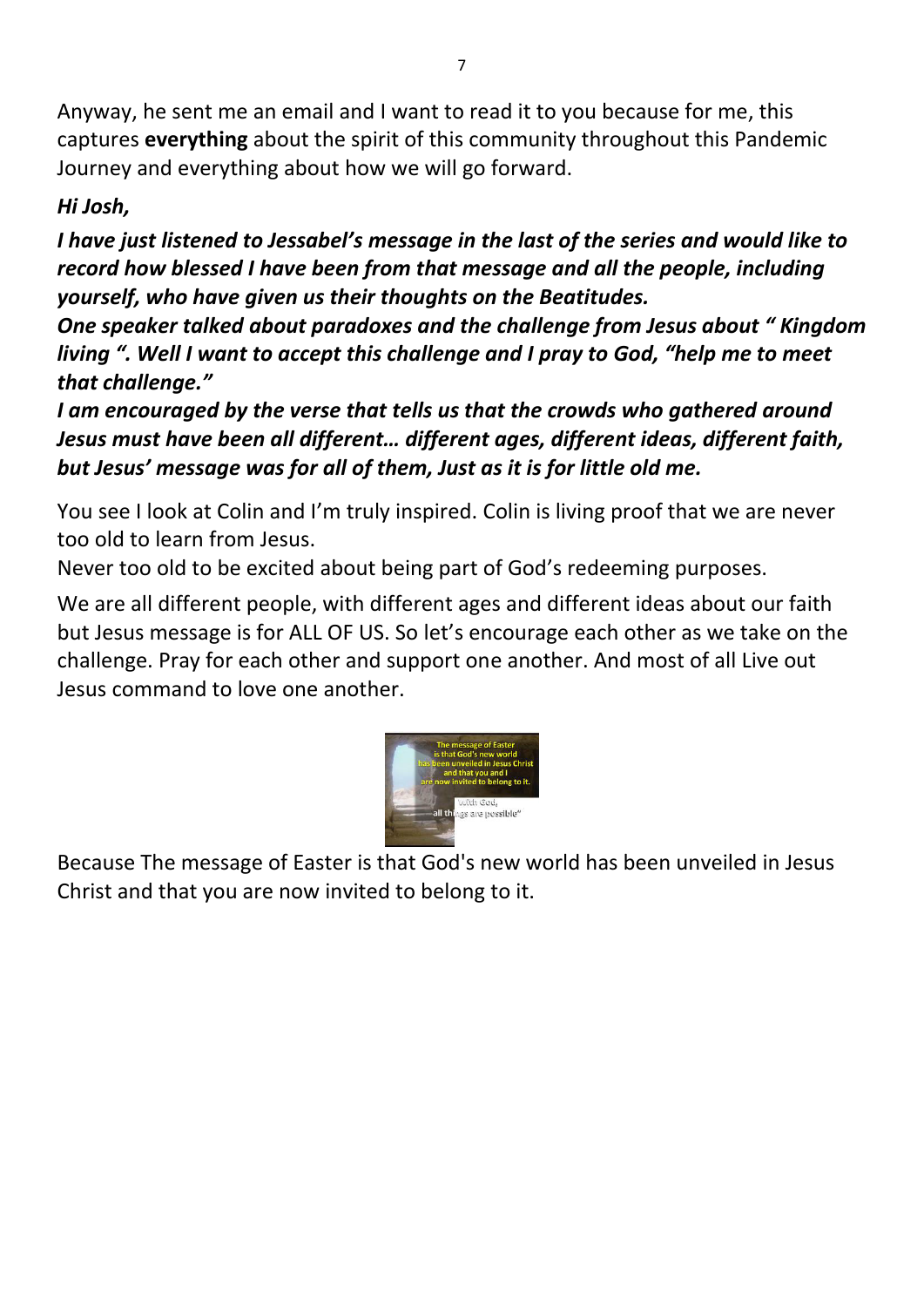Anyway, he sent me an email and I want to read it to you because for me, this captures **everything** about the spirit of this community throughout this Pandemic Journey and everything about how we will go forward.

***Hi Josh,***

***I have just listened to Jessabel's message in the last of the series and would like to record how blessed I have been from that message and all the people, including yourself, who have given us their thoughts on the Beatitudes.***

***One speaker talked about paradoxes and the challenge from Jesus about " Kingdom living ". Well I want to accept this challenge and I pray to God, "help me to meet that challenge."***

***I am encouraged by the verse that tells us that the crowds who gathered around Jesus must have been all different… different ages, different ideas, different faith, but Jesus' message was for all of them, Just as it is for little old me.***

You see I look at Colin and I'm truly inspired. Colin is living proof that we are never too old to learn from Jesus.

Never too old to be excited about being part of God's redeeming purposes.

We are all different people, with different ages and different ideas about our faith but Jesus message is for ALL OF US. So let's encourage each other as we take on the challenge. Pray for each other and support one another. And most of all Live out Jesus command to love one another.

Because The message of Easter is that God's new world has been unveiled in Jesus Christ and that you are now invited to belong to it.